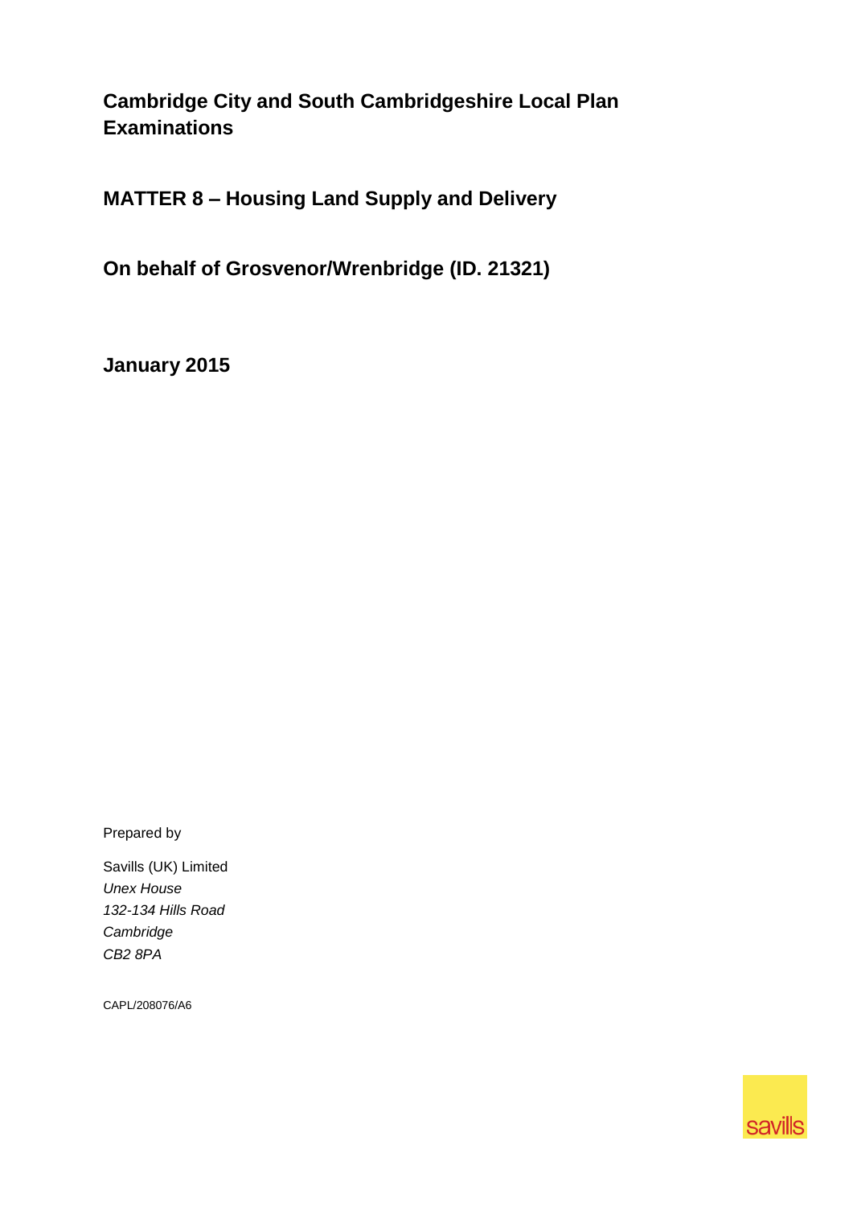# Cambridge City and South Cambridgeshire Local Plan Examinations

## MATTER 8 – Housing Land Supply and Delivery

## On behalf of Grosvenor/Wrenbridge (ID. 21321)

## January 2015

Prepared by

Savills (UK) Limited
*Unex House*
*132-134 Hills Road*
*Cambridge*
*CB2 8PA*

CAPL/208076/A6

savills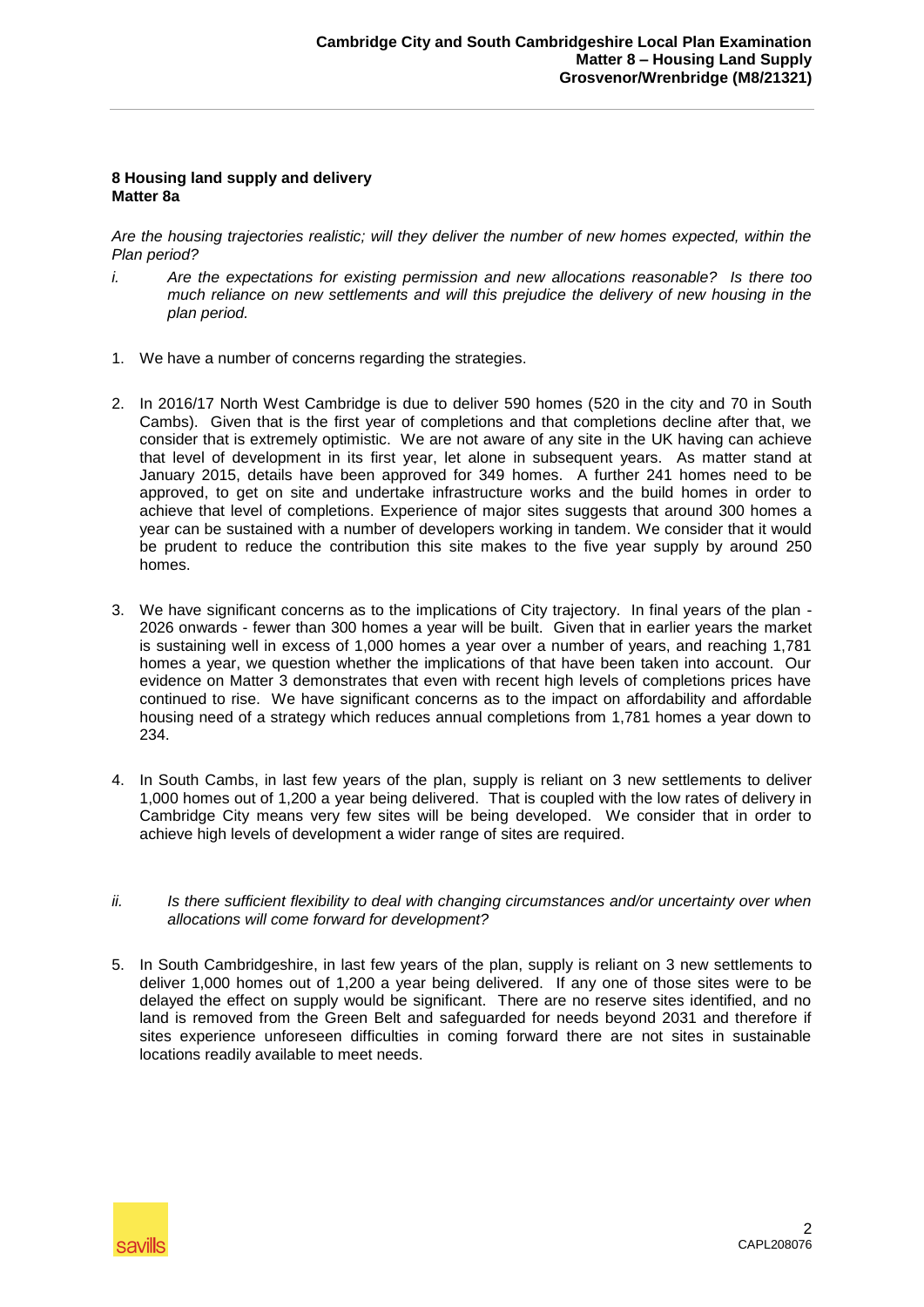**8 Housing land supply and delivery**
**Matter 8a**

*Are the housing trajectories realistic; will they deliver the number of new homes expected, within the Plan period?*

*i. Are the expectations for existing permission and new allocations reasonable? Is there too much reliance on new settlements and will this prejudice the delivery of new housing in the plan period.*

1. We have a number of concerns regarding the strategies.

2. In 2016/17 North West Cambridge is due to deliver 590 homes (520 in the city and 70 in South Cambs). Given that is the first year of completions and that completions decline after that, we consider that is extremely optimistic. We are not aware of any site in the UK having can achieve that level of development in its first year, let alone in subsequent years. As matter stand at January 2015, details have been approved for 349 homes. A further 241 homes need to be approved, to get on site and undertake infrastructure works and the build homes in order to achieve that level of completions. Experience of major sites suggests that around 300 homes a year can be sustained with a number of developers working in tandem. We consider that it would be prudent to reduce the contribution this site makes to the five year supply by around 250 homes.

3. We have significant concerns as to the implications of City trajectory. In final years of the plan - 2026 onwards - fewer than 300 homes a year will be built. Given that in earlier years the market is sustaining well in excess of 1,000 homes a year over a number of years, and reaching 1,781 homes a year, we question whether the implications of that have been taken into account. Our evidence on Matter 3 demonstrates that even with recent high levels of completions prices have continued to rise. We have significant concerns as to the impact on affordability and affordable housing need of a strategy which reduces annual completions from 1,781 homes a year down to 234.

4. In South Cambs, in last few years of the plan, supply is reliant on 3 new settlements to deliver 1,000 homes out of 1,200 a year being delivered. That is coupled with the low rates of delivery in Cambridge City means very few sites will be being developed. We consider that in order to achieve high levels of development a wider range of sites are required.

*ii. Is there sufficient flexibility to deal with changing circumstances and/or uncertainty over when allocations will come forward for development?*

5. In South Cambridgeshire, in last few years of the plan, supply is reliant on 3 new settlements to deliver 1,000 homes out of 1,200 a year being delivered. If any one of those sites were to be delayed the effect on supply would be significant. There are no reserve sites identified, and no land is removed from the Green Belt and safeguarded for needs beyond 2031 and therefore if sites experience unforeseen difficulties in coming forward there are not sites in sustainable locations readily available to meet needs.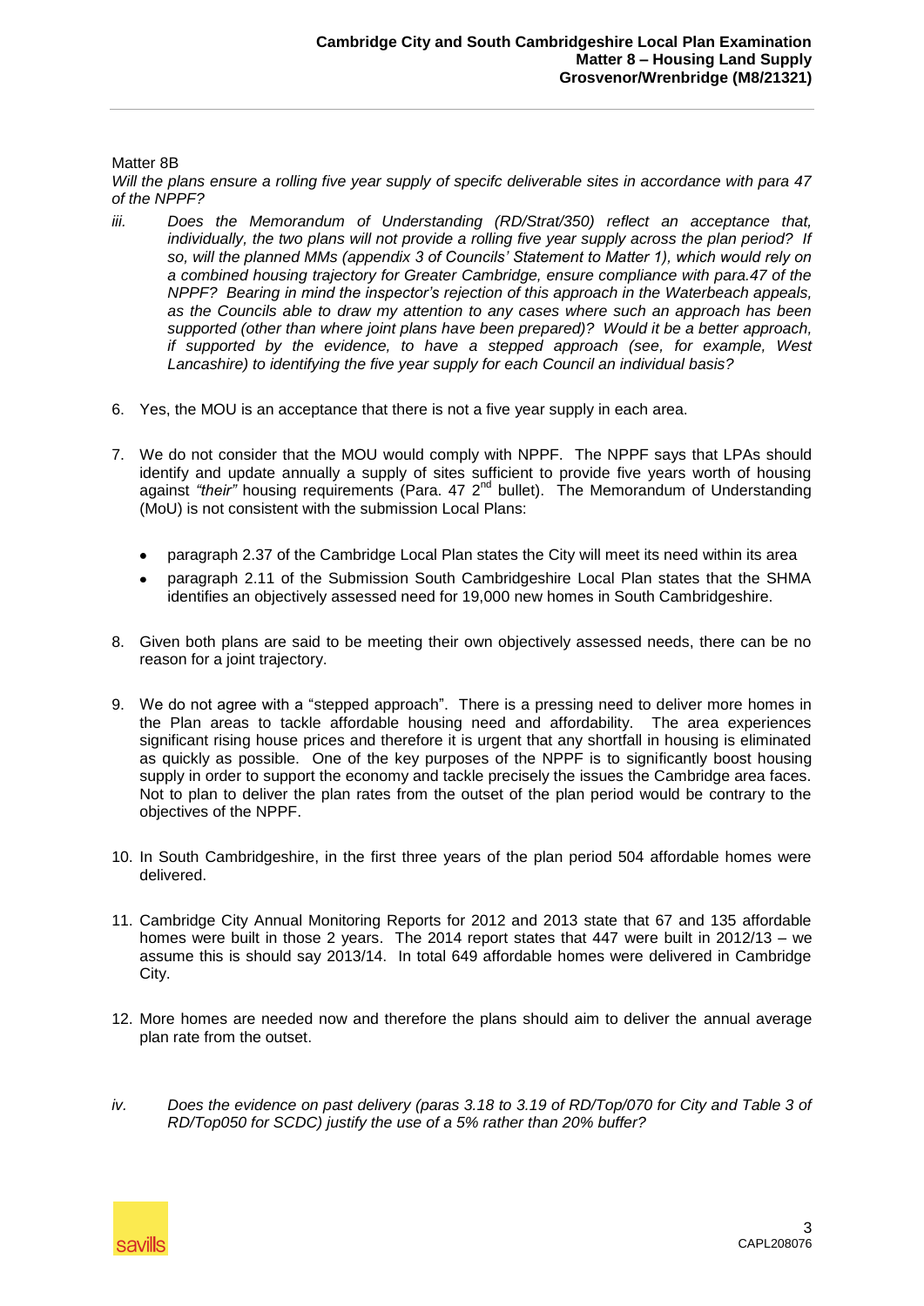Matter 8B

*Will the plans ensure a rolling five year supply of specifc deliverable sites in accordance with para 47 of the NPPF?*

*iii. Does the Memorandum of Understanding (RD/Strat/350) reflect an acceptance that, individually, the two plans will not provide a rolling five year supply across the plan period? If so, will the planned MMs (appendix 3 of Councils' Statement to Matter 1), which would rely on a combined housing trajectory for Greater Cambridge, ensure compliance with para.47 of the NPPF? Bearing in mind the inspector's rejection of this approach in the Waterbeach appeals, as the Councils able to draw my attention to any cases where such an approach has been supported (other than where joint plans have been prepared)? Would it be a better approach, if supported by the evidence, to have a stepped approach (see, for example, West Lancashire) to identifying the five year supply for each Council an individual basis?*

6. Yes, the MOU is an acceptance that there is not a five year supply in each area.

7. We do not consider that the MOU would comply with NPPF. The NPPF says that LPAs should identify and update annually a supply of sites sufficient to provide five years worth of housing against *"their"* housing requirements (Para. 47 2nd bullet). The Memorandum of Understanding (MoU) is not consistent with the submission Local Plans:
   - paragraph 2.37 of the Cambridge Local Plan states the City will meet its need within its area
   - paragraph 2.11 of the Submission South Cambridgeshire Local Plan states that the SHMA identifies an objectively assessed need for 19,000 new homes in South Cambridgeshire.

8. Given both plans are said to be meeting their own objectively assessed needs, there can be no reason for a joint trajectory.

9. We do not agree with a "stepped approach". There is a pressing need to deliver more homes in the Plan areas to tackle affordable housing need and affordability. The area experiences significant rising house prices and therefore it is urgent that any shortfall in housing is eliminated as quickly as possible. One of the key purposes of the NPPF is to significantly boost housing supply in order to support the economy and tackle precisely the issues the Cambridge area faces. Not to plan to deliver the plan rates from the outset of the plan period would be contrary to the objectives of the NPPF.

10. In South Cambridgeshire, in the first three years of the plan period 504 affordable homes were delivered.

11. Cambridge City Annual Monitoring Reports for 2012 and 2013 state that 67 and 135 affordable homes were built in those 2 years. The 2014 report states that 447 were built in 2012/13 – we assume this is should say 2013/14. In total 649 affordable homes were delivered in Cambridge City.

12. More homes are needed now and therefore the plans should aim to deliver the annual average plan rate from the outset.

*iv. Does the evidence on past delivery (paras 3.18 to 3.19 of RD/Top/070 for City and Table 3 of RD/Top050 for SCDC) justify the use of a 5% rather than 20% buffer?*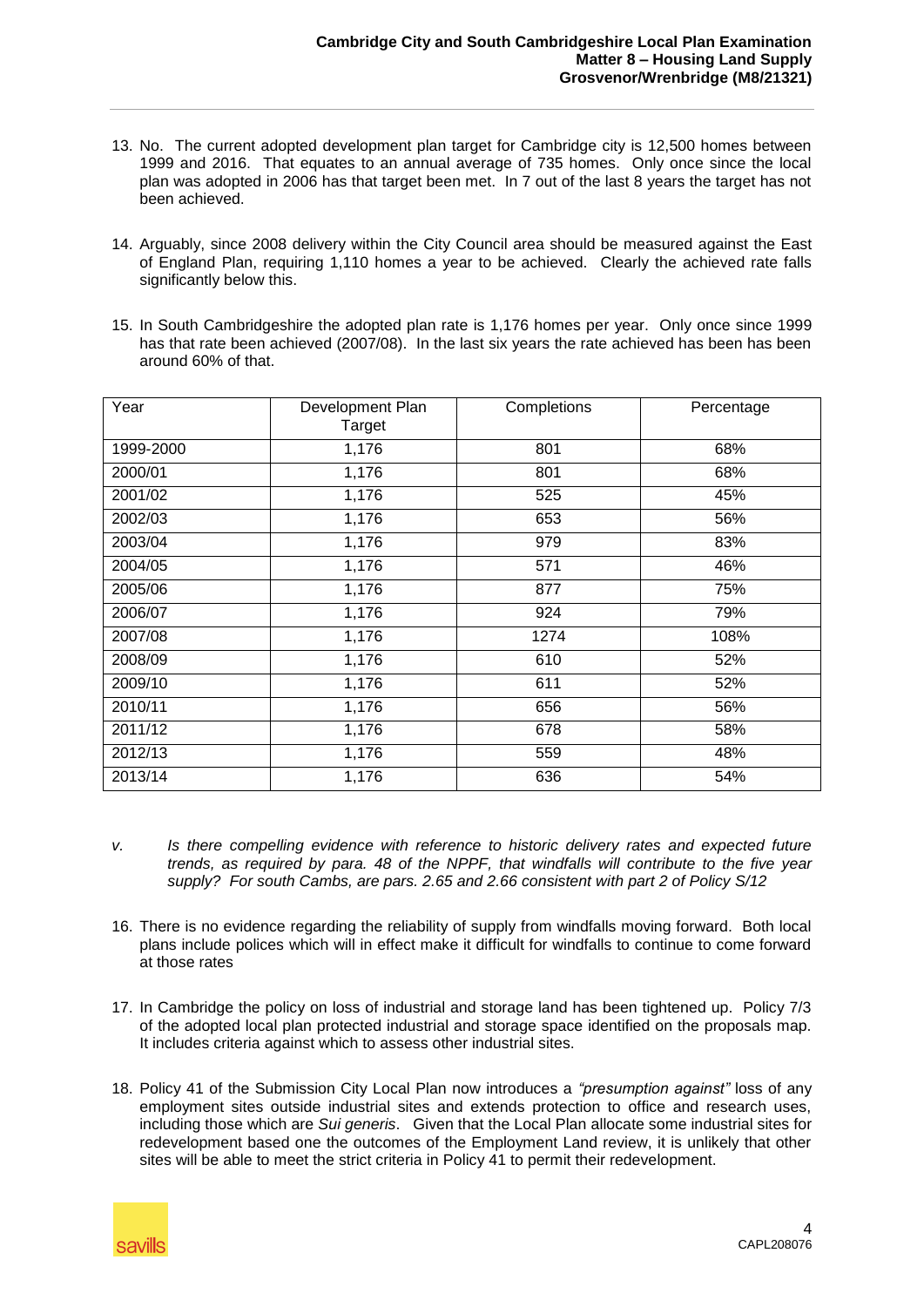13. No. The current adopted development plan target for Cambridge city is 12,500 homes between 1999 and 2016. That equates to an annual average of 735 homes. Only once since the local plan was adopted in 2006 has that target been met. In 7 out of the last 8 years the target has not been achieved.

14. Arguably, since 2008 delivery within the City Council area should be measured against the East of England Plan, requiring 1,110 homes a year to be achieved. Clearly the achieved rate falls significantly below this.

15. In South Cambridgeshire the adopted plan rate is 1,176 homes per year. Only once since 1999 has that rate been achieved (2007/08). In the last six years the rate achieved has been has been around 60% of that.

| Year | Development Plan Target | Completions | Percentage |
|---|---|---|---|
| 1999-2000 | 1,176 | 801 | 68% |
| 2000/01 | 1,176 | 801 | 68% |
| 2001/02 | 1,176 | 525 | 45% |
| 2002/03 | 1,176 | 653 | 56% |
| 2003/04 | 1,176 | 979 | 83% |
| 2004/05 | 1,176 | 571 | 46% |
| 2005/06 | 1,176 | 877 | 75% |
| 2006/07 | 1,176 | 924 | 79% |
| 2007/08 | 1,176 | 1274 | 108% |
| 2008/09 | 1,176 | 610 | 52% |
| 2009/10 | 1,176 | 611 | 52% |
| 2010/11 | 1,176 | 656 | 56% |
| 2011/12 | 1,176 | 678 | 58% |
| 2012/13 | 1,176 | 559 | 48% |
| 2013/14 | 1,176 | 636 | 54% |

*v. Is there compelling evidence with reference to historic delivery rates and expected future trends, as required by para. 48 of the NPPF, that windfalls will contribute to the five year supply? For south Cambs, are pars. 2.65 and 2.66 consistent with part 2 of Policy S/12*

16. There is no evidence regarding the reliability of supply from windfalls moving forward. Both local plans include polices which will in effect make it difficult for windfalls to continue to come forward at those rates

17. In Cambridge the policy on loss of industrial and storage land has been tightened up. Policy 7/3 of the adopted local plan protected industrial and storage space identified on the proposals map. It includes criteria against which to assess other industrial sites.

18. Policy 41 of the Submission City Local Plan now introduces a *"presumption against"* loss of any employment sites outside industrial sites and extends protection to office and research uses, including those which are *Sui generis*. Given that the Local Plan allocate some industrial sites for redevelopment based one the outcomes of the Employment Land review, it is unlikely that other sites will be able to meet the strict criteria in Policy 41 to permit their redevelopment.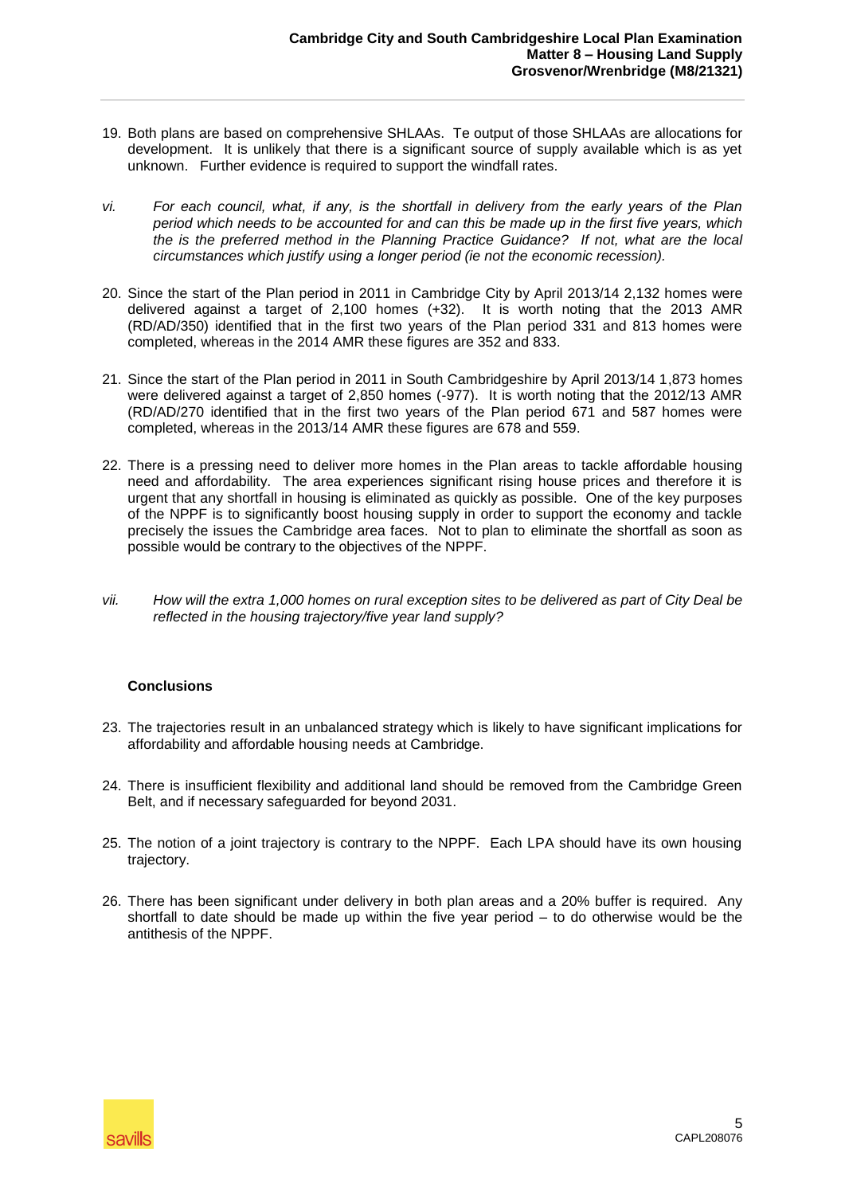19. Both plans are based on comprehensive SHLAAs. Te output of those SHLAAs are allocations for development. It is unlikely that there is a significant source of supply available which is as yet unknown. Further evidence is required to support the windfall rates.

*vi. For each council, what, if any, is the shortfall in delivery from the early years of the Plan period which needs to be accounted for and can this be made up in the first five years, which the is the preferred method in the Planning Practice Guidance? If not, what are the local circumstances which justify using a longer period (ie not the economic recession).*

20. Since the start of the Plan period in 2011 in Cambridge City by April 2013/14 2,132 homes were delivered against a target of 2,100 homes (+32). It is worth noting that the 2013 AMR (RD/AD/350) identified that in the first two years of the Plan period 331 and 813 homes were completed, whereas in the 2014 AMR these figures are 352 and 833.

21. Since the start of the Plan period in 2011 in South Cambridgeshire by April 2013/14 1,873 homes were delivered against a target of 2,850 homes (-977). It is worth noting that the 2012/13 AMR (RD/AD/270 identified that in the first two years of the Plan period 671 and 587 homes were completed, whereas in the 2013/14 AMR these figures are 678 and 559.

22. There is a pressing need to deliver more homes in the Plan areas to tackle affordable housing need and affordability. The area experiences significant rising house prices and therefore it is urgent that any shortfall in housing is eliminated as quickly as possible. One of the key purposes of the NPPF is to significantly boost housing supply in order to support the economy and tackle precisely the issues the Cambridge area faces. Not to plan to eliminate the shortfall as soon as possible would be contrary to the objectives of the NPPF.

*vii. How will the extra 1,000 homes on rural exception sites to be delivered as part of City Deal be reflected in the housing trajectory/five year land supply?*

**Conclusions**

23. The trajectories result in an unbalanced strategy which is likely to have significant implications for affordability and affordable housing needs at Cambridge.

24. There is insufficient flexibility and additional land should be removed from the Cambridge Green Belt, and if necessary safeguarded for beyond 2031.

25. The notion of a joint trajectory is contrary to the NPPF. Each LPA should have its own housing trajectory.

26. There has been significant under delivery in both plan areas and a 20% buffer is required. Any shortfall to date should be made up within the five year period – to do otherwise would be the antithesis of the NPPF.